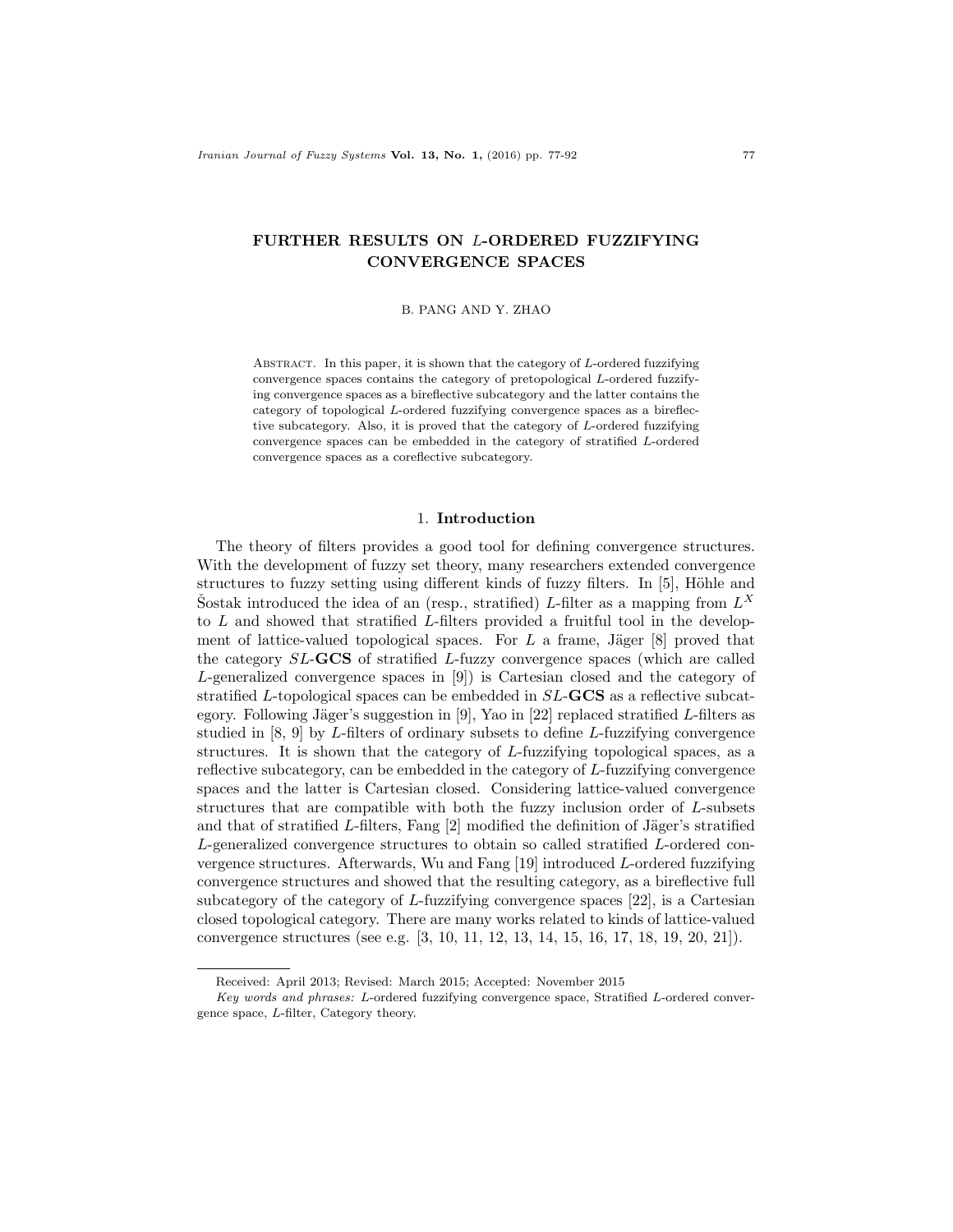# FURTHER RESULTS ON $L$-ORDERED FUZZIFYING CONVERGENCE SPACES

B. PANG AND Y. ZHAO

Abstract. In this paper, it is shown that the category of $L$-ordered fuzzifying convergence spaces contains the category of pretopological $L$-ordered fuzzifying convergence spaces as a bireflective subcategory and the latter contains the category of topological $L$-ordered fuzzifying convergence spaces as a bireflective subcategory. Also, it is proved that the category of $L$-ordered fuzzifying convergence spaces can be embedded in the category of stratified $L$-ordered convergence spaces as a coreflective subcategory.

## 1. Introduction

The theory of filters provides a good tool for defining convergence structures. With the development of fuzzy set theory, many researchers extended convergence structures to fuzzy setting using different kinds of fuzzy filters. In [5], Höhle and Šostak introduced the idea of an (resp., stratified) $L$-filter as a mapping from $L^X$ to $L$ and showed that stratified $L$-filters provided a fruitful tool in the development of lattice-valued topological spaces. For $L$ a frame, Jäger [8] proved that the category $SL$-**GCS** of stratified $L$-fuzzy convergence spaces (which are called $L$-generalized convergence spaces in [9]) is Cartesian closed and the category of stratified $L$-topological spaces can be embedded in $SL$-**GCS** as a reflective subcategory. Following Jäger's suggestion in [9], Yao in [22] replaced stratified $L$-filters as studied in [8, 9] by $L$-filters of ordinary subsets to define $L$-fuzzifying convergence structures. It is shown that the category of $L$-fuzzifying topological spaces, as a reflective subcategory, can be embedded in the category of $L$-fuzzifying convergence spaces and the latter is Cartesian closed. Considering lattice-valued convergence structures that are compatible with both the fuzzy inclusion order of $L$-subsets and that of stratified $L$-filters, Fang [2] modified the definition of Jäger's stratified $L$-generalized convergence structures to obtain so called stratified $L$-ordered convergence structures. Afterwards, Wu and Fang [19] introduced $L$-ordered fuzzifying convergence structures and showed that the resulting category, as a bireflective full subcategory of the category of $L$-fuzzifying convergence spaces [22], is a Cartesian closed topological category. There are many works related to kinds of lattice-valued convergence structures (see e.g. [3, 10, 11, 12, 13, 14, 15, 16, 17, 18, 19, 20, 21]).

Received: April 2013; Revised: March 2015; Accepted: November 2015

*Key words and phrases:* $L$-ordered fuzzifying convergence space, Stratified $L$-ordered convergence space, $L$-filter, Category theory.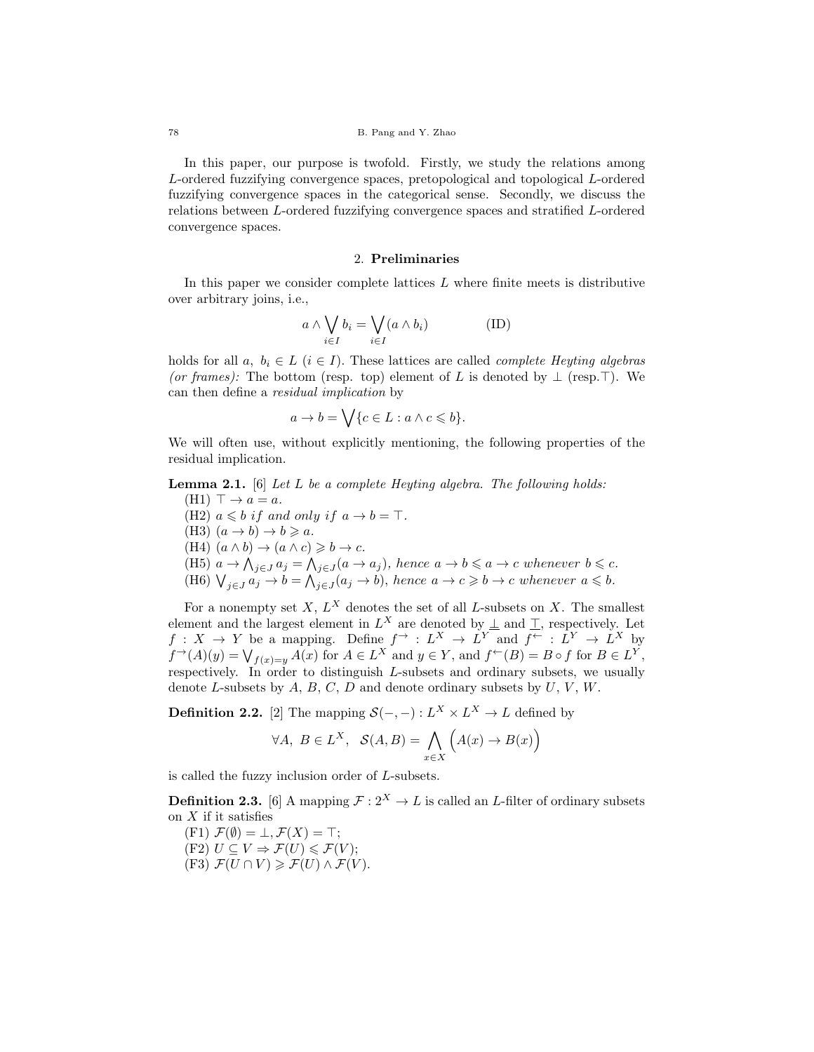In this paper, our purpose is twofold. Firstly, we study the relations among $L$-ordered fuzzifying convergence spaces, pretopological and topological $L$-ordered fuzzifying convergence spaces in the categorical sense. Secondly, we discuss the relations between $L$-ordered fuzzifying convergence spaces and stratified $L$-ordered convergence spaces.

## 2. **Preliminaries**

In this paper we consider complete lattices $L$ where finite meets is distributive over arbitrary joins, i.e.,

$$a \wedge \bigvee_{i \in I} b_i = \bigvee_{i \in I} (a \wedge b_i) \qquad \text{(ID)}$$

holds for all $a,\ b_i \in L$ $(i \in I)$. These lattices are called *complete Heyting algebras (or frames):* The bottom (resp. top) element of $L$ is denoted by $\bot$ (resp.$\top$). We can then define a *residual implication* by

$$a \to b = \bigvee \{c \in L : a \wedge c \leqslant b\}.$$

We will often use, without explicitly mentioning, the following properties of the residual implication.

**Lemma 2.1.** [6] *Let $L$ be a complete Heyting algebra. The following holds:*

(H1) $\top \to a = a$.

(H2) $a \leqslant b$ *if and only if* $a \to b = \top$.

(H3) $(a \to b) \to b \geqslant a$.

(H4) $(a \wedge b) \to (a \wedge c) \geqslant b \to c$.

(H5) $a \to \bigwedge_{j \in J} a_j = \bigwedge_{j \in J} (a \to a_j)$*, hence* $a \to b \leqslant a \to c$ *whenever* $b \leqslant c$.

(H6) $\bigvee_{j \in J} a_j \to b = \bigwedge_{j \in J} (a_j \to b)$*, hence* $a \to c \geqslant b \to c$ *whenever* $a \leqslant b$.

For a nonempty set $X$, $L^X$ denotes the set of all $L$-subsets on $X$. The smallest element and the largest element in $L^X$ are denoted by $\underline{\bot}$ and $\underline{\top}$, respectively. Let $f : X \to Y$ be a mapping. Define $f^{\to} : L^X \to L^Y$ and $f^{\leftarrow} : L^Y \to L^X$ by $f^{\to}(A)(y) = \bigvee_{f(x)=y} A(x)$ for $A \in L^X$ and $y \in Y$, and $f^{\leftarrow}(B) = B \circ f$ for $B \in L^Y$, respectively. In order to distinguish $L$-subsets and ordinary subsets, we usually denote $L$-subsets by $A$, $B$, $C$, $D$ and denote ordinary subsets by $U$, $V$, $W$.

**Definition 2.2.** [2] The mapping $\mathcal{S}(-,-) : L^X \times L^X \to L$ defined by

$$\forall A,\ B \in L^X,\ \ \mathcal{S}(A, B) = \bigwedge_{x \in X} \Big(A(x) \to B(x)\Big)$$

is called the fuzzy inclusion order of $L$-subsets.

**Definition 2.3.** [6] A mapping $\mathcal{F} : 2^X \to L$ is called an $L$-filter of ordinary subsets on $X$ if it satisfies

(F1) $\mathcal{F}(\emptyset) = \bot, \mathcal{F}(X) = \top$;

(F2) $U \subseteq V \Rightarrow \mathcal{F}(U) \leqslant \mathcal{F}(V)$;

(F3) $\mathcal{F}(U \cap V) \geqslant \mathcal{F}(U) \wedge \mathcal{F}(V)$.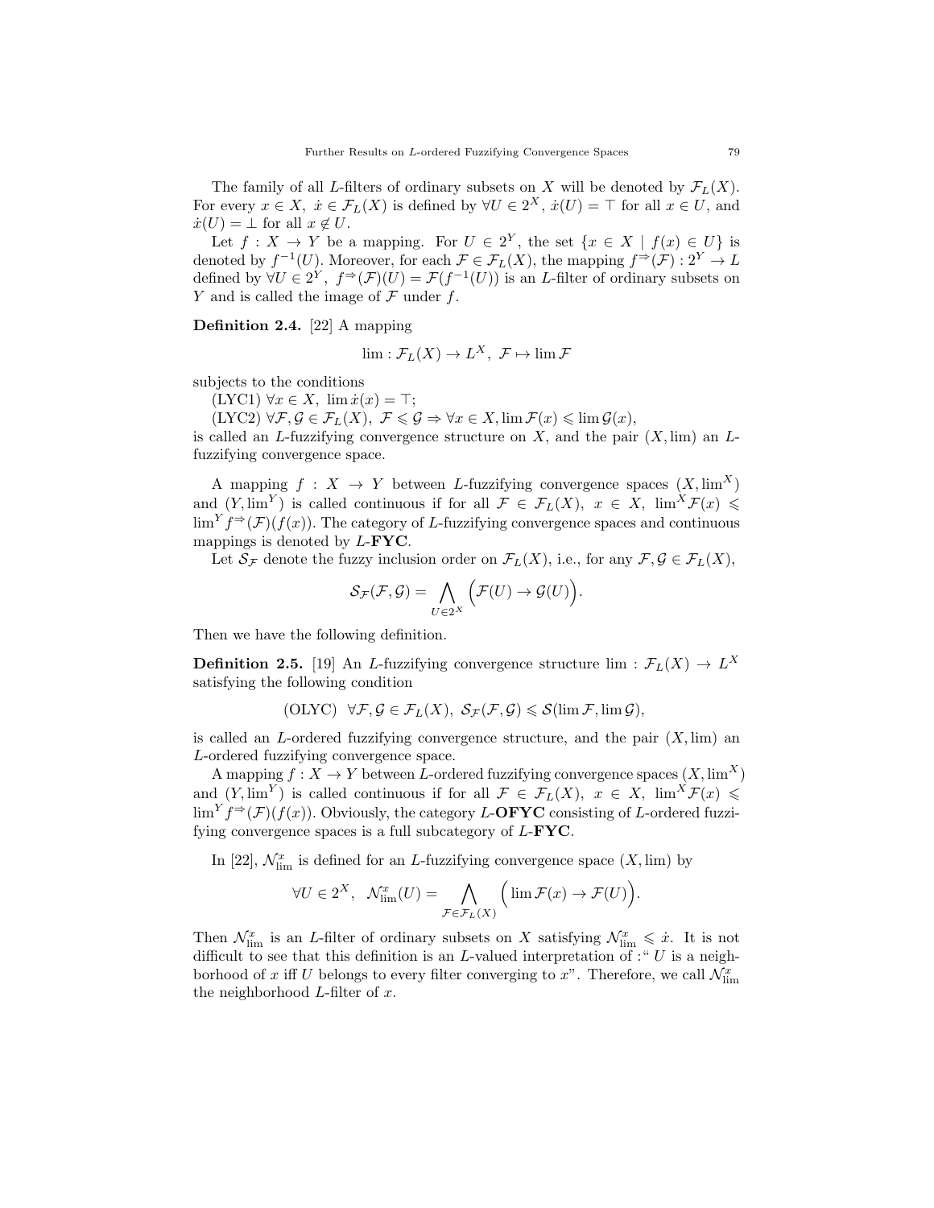The family of all $L$-filters of ordinary subsets on $X$ will be denoted by $\mathcal{F}_L(X)$. For every $x \in X$, $\dot{x} \in \mathcal{F}_L(X)$ is defined by $\forall U \in 2^X$, $\dot{x}(U) = \top$ for all $x \in U$, and $\dot{x}(U) = \bot$ for all $x \notin U$.

Let $f : X \to Y$ be a mapping. For $U \in 2^Y$, the set $\{x \in X \mid f(x) \in U\}$ is denoted by $f^{-1}(U)$. Moreover, for each $\mathcal{F} \in \mathcal{F}_L(X)$, the mapping $f^{\Rightarrow}(\mathcal{F}) : 2^Y \to L$ defined by $\forall U \in 2^Y$, $f^{\Rightarrow}(\mathcal{F})(U) = \mathcal{F}(f^{-1}(U))$ is an $L$-filter of ordinary subsets on $Y$ and is called the image of $\mathcal{F}$ under $f$.

**Definition 2.4.** [22] A mapping

$$\lim : \mathcal{F}_L(X) \to L^X, \ \mathcal{F} \mapsto \lim \mathcal{F}$$

subjects to the conditions

(LYC1) $\forall x \in X$, $\lim \dot{x}(x) = \top$;

(LYC2) $\forall \mathcal{F}, \mathcal{G} \in \mathcal{F}_L(X)$, $\mathcal{F} \leqslant \mathcal{G} \Rightarrow \forall x \in X, \lim \mathcal{F}(x) \leqslant \lim \mathcal{G}(x)$,

is called an $L$-fuzzifying convergence structure on $X$, and the pair $(X, \lim)$ an $L$-fuzzifying convergence space.

A mapping $f : X \to Y$ between $L$-fuzzifying convergence spaces $(X, \lim^X)$ and $(Y, \lim^Y)$ is called continuous if for all $\mathcal{F} \in \mathcal{F}_L(X)$, $x \in X$, $\lim^X \mathcal{F}(x) \leqslant \lim^Y f^{\Rightarrow}(\mathcal{F})(f(x))$. The category of $L$-fuzzifying convergence spaces and continuous mappings is denoted by $L$-**FYC**.

Let $\mathcal{S}_{\mathcal{F}}$ denote the fuzzy inclusion order on $\mathcal{F}_L(X)$, i.e., for any $\mathcal{F}, \mathcal{G} \in \mathcal{F}_L(X)$,

$$\mathcal{S}_{\mathcal{F}}(\mathcal{F}, \mathcal{G}) = \bigwedge_{U \in 2^X} \Big(\mathcal{F}(U) \to \mathcal{G}(U)\Big).$$

Then we have the following definition.

**Definition 2.5.** [19] An $L$-fuzzifying convergence structure $\lim : \mathcal{F}_L(X) \to L^X$ satisfying the following condition

$$\text{(OLYC)} \ \ \forall \mathcal{F}, \mathcal{G} \in \mathcal{F}_L(X), \ \mathcal{S}_{\mathcal{F}}(\mathcal{F}, \mathcal{G}) \leqslant \mathcal{S}(\lim \mathcal{F}, \lim \mathcal{G}),$$

is called an $L$-ordered fuzzifying convergence structure, and the pair $(X, \lim)$ an $L$-ordered fuzzifying convergence space.

A mapping $f : X \to Y$ between $L$-ordered fuzzifying convergence spaces $(X, \lim^X)$ and $(Y, \lim^Y)$ is called continuous if for all $\mathcal{F} \in \mathcal{F}_L(X)$, $x \in X$, $\lim^X \mathcal{F}(x) \leqslant \lim^Y f^{\Rightarrow}(\mathcal{F})(f(x))$. Obviously, the category $L$-**OFYC** consisting of $L$-ordered fuzzifying convergence spaces is a full subcategory of $L$-**FYC**.

In [22], $\mathcal{N}^x_{\lim}$ is defined for an $L$-fuzzifying convergence space $(X, \lim)$ by

$$\forall U \in 2^X, \ \ \mathcal{N}^x_{\lim}(U) = \bigwedge_{\mathcal{F} \in \mathcal{F}_L(X)} \Big(\lim \mathcal{F}(x) \to \mathcal{F}(U)\Big).$$

Then $\mathcal{N}^x_{\lim}$ is an $L$-filter of ordinary subsets on $X$ satisfying $\mathcal{N}^x_{\lim} \leqslant \dot{x}$. It is not difficult to see that this definition is an $L$-valued interpretation of :"$U$ is a neighborhood of $x$ iff $U$ belongs to every filter converging to $x$". Therefore, we call $\mathcal{N}^x_{\lim}$ the neighborhood $L$-filter of $x$.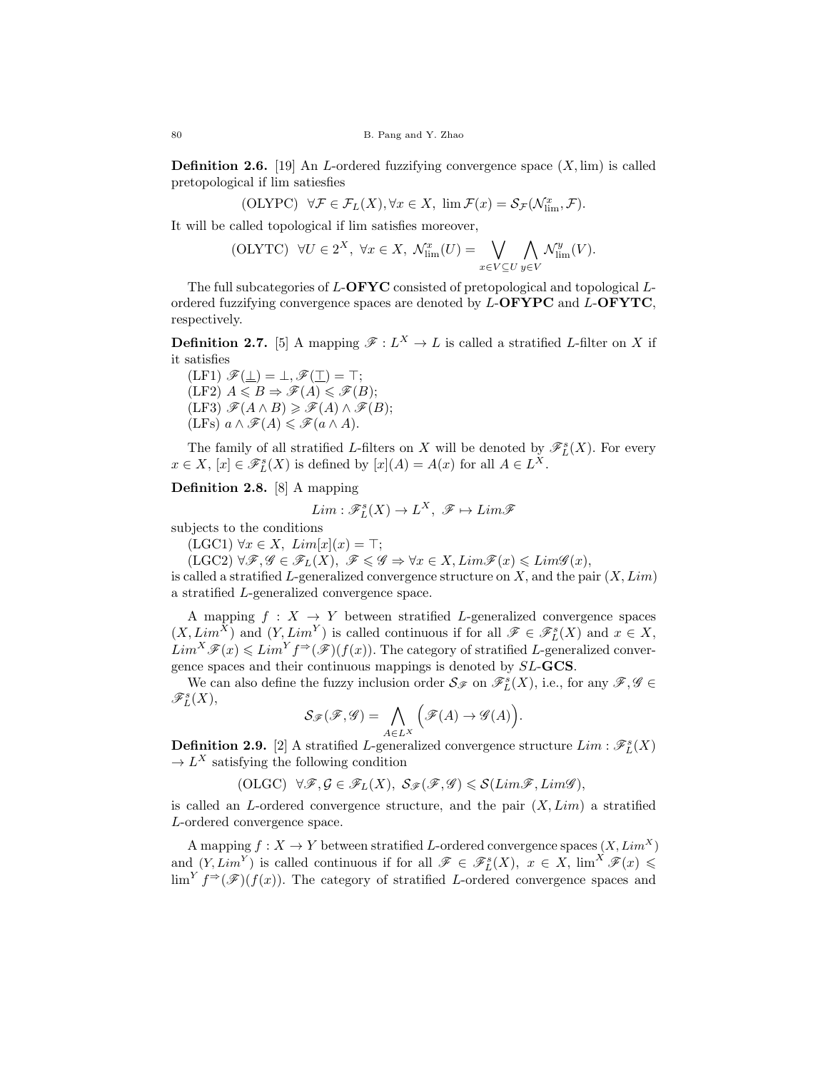**Definition 2.6.** [19] An $L$-ordered fuzzifying convergence space $(X, \lim)$ is called pretopological if lim satiesfies

$$\text{(OLYPC)} \quad \forall \mathcal{F} \in \mathcal{F}_L(X), \forall x \in X, \ \lim \mathcal{F}(x) = \mathcal{S}_{\mathcal{F}}(\mathcal{N}^x_{\lim}, \mathcal{F}).$$

It will be called topological if lim satisfies moreover,

$$\text{(OLYTC)} \quad \forall U \in 2^X, \ \forall x \in X, \ \mathcal{N}^x_{\lim}(U) = \bigvee_{x \in V \subseteq U} \bigwedge_{y \in V} \mathcal{N}^y_{\lim}(V).$$

The full subcategories of $L$-**OFYC** consisted of pretopological and topological $L$-ordered fuzzifying convergence spaces are denoted by $L$-**OFYPC** and $L$-**OFYTC**, respectively.

**Definition 2.7.** [5] A mapping $\mathscr{F} : L^X \to L$ is called a stratified $L$-filter on $X$ if it satisfies

(LF1) $\mathscr{F}(\underline{\perp}) = \perp, \mathscr{F}(\underline{\top}) = \top$;
(LF2) $A \leqslant B \Rightarrow \mathscr{F}(A) \leqslant \mathscr{F}(B)$;
(LF3) $\mathscr{F}(A \wedge B) \geqslant \mathscr{F}(A) \wedge \mathscr{F}(B)$;
(LFs) $a \wedge \mathscr{F}(A) \leqslant \mathscr{F}(a \wedge A)$.

The family of all stratified $L$-filters on $X$ will be denoted by $\mathscr{F}^s_L(X)$. For every $x \in X$, $[x] \in \mathscr{F}^s_L(X)$ is defined by $[x](A) = A(x)$ for all $A \in L^X$.

**Definition 2.8.** [8] A mapping

$$Lim : \mathscr{F}^s_L(X) \to L^X, \ \mathscr{F} \mapsto Lim\mathscr{F}$$

subjects to the conditions

(LGC1) $\forall x \in X, \ Lim[x](x) = \top$;
(LGC2) $\forall \mathscr{F}, \mathscr{G} \in \mathscr{F}_L(X), \ \mathscr{F} \leqslant \mathscr{G} \Rightarrow \forall x \in X, Lim\mathscr{F}(x) \leqslant Lim\mathscr{G}(x)$,

is called a stratified $L$-generalized convergence structure on $X$, and the pair $(X, Lim)$ a stratified $L$-generalized convergence space.

A mapping $f : X \to Y$ between stratified $L$-generalized convergence spaces $(X, Lim^X)$ and $(Y, Lim^Y)$ is called continuous if for all $\mathscr{F} \in \mathscr{F}^s_L(X)$ and $x \in X$, $Lim^X \mathscr{F}(x) \leqslant Lim^Y f^{\Rightarrow}(\mathscr{F})(f(x))$. The category of stratified $L$-generalized convergence spaces and their continuous mappings is denoted by $SL$-**GCS**.

We can also define the fuzzy inclusion order $\mathcal{S}_{\mathscr{F}}$ on $\mathscr{F}^s_L(X)$, i.e., for any $\mathscr{F}, \mathscr{G} \in \mathscr{F}^s_L(X)$,

$$\mathcal{S}_{\mathscr{F}}(\mathscr{F}, \mathscr{G}) = \bigwedge_{A \in L^X} \Big(\mathscr{F}(A) \to \mathscr{G}(A)\Big).$$

**Definition 2.9.** [2] A stratified $L$-generalized convergence structure $Lim : \mathscr{F}^s_L(X) \to L^X$ satisfying the following condition

$$\text{(OLGC)} \quad \forall \mathscr{F}, \mathcal{G} \in \mathscr{F}_L(X), \ \mathcal{S}_{\mathscr{F}}(\mathscr{F}, \mathscr{G}) \leqslant \mathcal{S}(Lim\mathscr{F}, Lim\mathscr{G}),$$

is called an $L$-ordered convergence structure, and the pair $(X, Lim)$ a stratified $L$-ordered convergence space.

A mapping $f : X \to Y$ between stratified $L$-ordered convergence spaces $(X, Lim^X)$ and $(Y, Lim^Y)$ is called continuous if for all $\mathscr{F} \in \mathscr{F}^s_L(X), \ x \in X, \ \lim^X \mathscr{F}(x) \leqslant \lim^Y f^{\Rightarrow}(\mathscr{F})(f(x))$. The category of stratified $L$-ordered convergence spaces and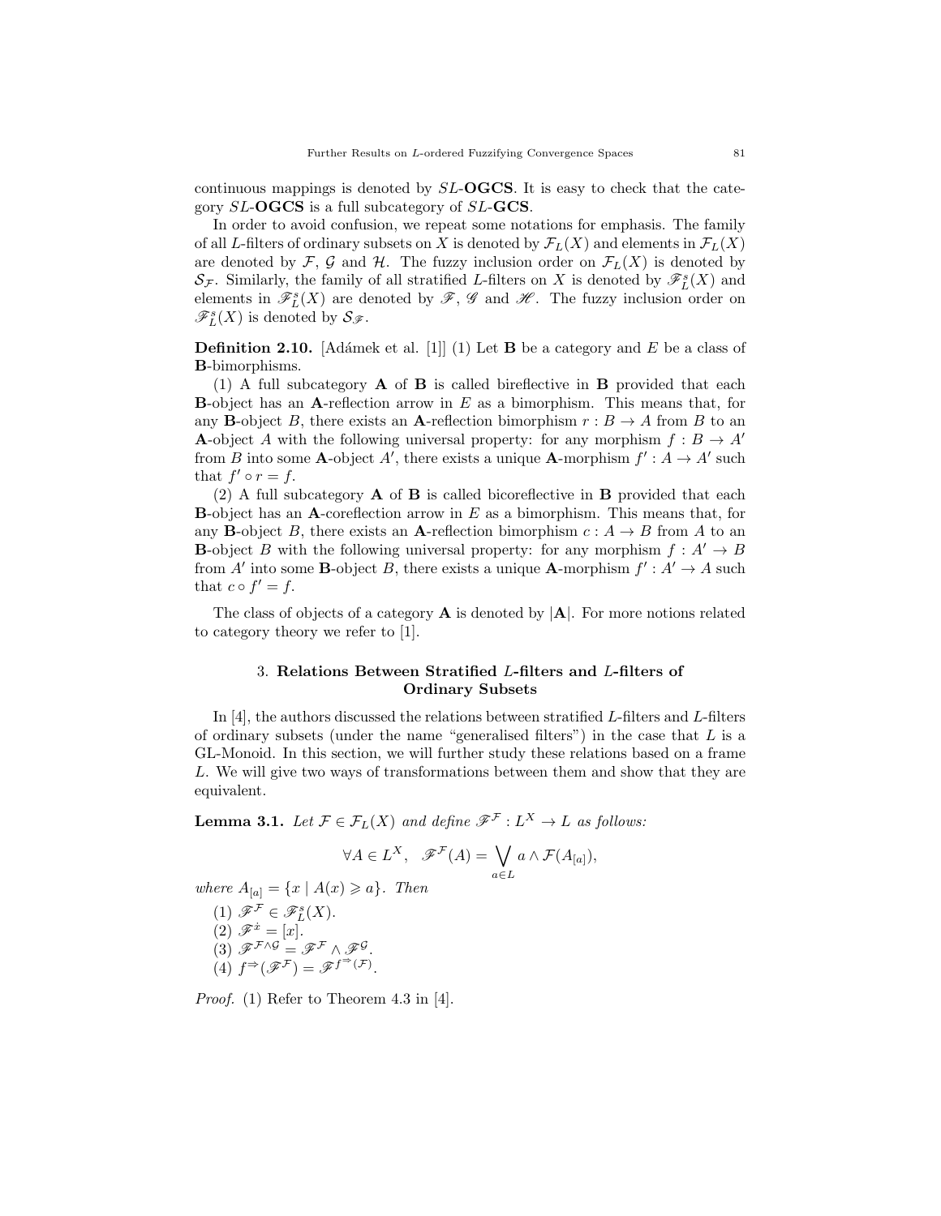continuous mappings is denoted by $SL$-**OGCS**. It is easy to check that the category $SL$-**OGCS** is a full subcategory of $SL$-**GCS**.

In order to avoid confusion, we repeat some notations for emphasis. The family of all $L$-filters of ordinary subsets on $X$ is denoted by $\mathcal{F}_L(X)$ and elements in $\mathcal{F}_L(X)$ are denoted by $\mathcal{F}$, $\mathcal{G}$ and $\mathcal{H}$. The fuzzy inclusion order on $\mathcal{F}_L(X)$ is denoted by $\mathcal{S}_{\mathcal{F}}$. Similarly, the family of all stratified $L$-filters on $X$ is denoted by $\mathscr{F}_L^s(X)$ and elements in $\mathscr{F}_L^s(X)$ are denoted by $\mathscr{F}$, $\mathscr{G}$ and $\mathscr{H}$. The fuzzy inclusion order on $\mathscr{F}_L^s(X)$ is denoted by $\mathcal{S}_{\mathscr{F}}$.

**Definition 2.10.** [Adámek et al. [1]] (1) Let **B** be a category and $E$ be a class of **B**-bimorphisms.

(1) A full subcategory **A** of **B** is called bireflective in **B** provided that each **B**-object has an **A**-reflection arrow in $E$ as a bimorphism. This means that, for any **B**-object $B$, there exists an **A**-reflection bimorphism $r : B \to A$ from $B$ to an **A**-object $A$ with the following universal property: for any morphism $f : B \to A'$ from $B$ into some **A**-object $A'$, there exists a unique **A**-morphism $f' : A \to A'$ such that $f' \circ r = f$.

(2) A full subcategory **A** of **B** is called bicoreflective in **B** provided that each **B**-object has an **A**-coreflection arrow in $E$ as a bimorphism. This means that, for any **B**-object $B$, there exists an **A**-reflection bimorphism $c : A \to B$ from $A$ to an **B**-object $B$ with the following universal property: for any morphism $f : A' \to B$ from $A'$ into some **B**-object $B$, there exists a unique **A**-morphism $f' : A' \to A$ such that $c \circ f' = f$.

The class of objects of a category **A** is denoted by $|\mathbf{A}|$. For more notions related to category theory we refer to [1].

## 3. Relations Between Stratified $L$-filters and $L$-filters of Ordinary Subsets

In [4], the authors discussed the relations between stratified $L$-filters and $L$-filters of ordinary subsets (under the name "generalised filters") in the case that $L$ is a GL-Monoid. In this section, we will further study these relations based on a frame $L$. We will give two ways of transformations between them and show that they are equivalent.

**Lemma 3.1.** *Let $\mathcal{F} \in \mathcal{F}_L(X)$ and define $\mathscr{F}^{\mathcal{F}} : L^X \to L$ as follows:*

$$\forall A \in L^X, \quad \mathscr{F}^{\mathcal{F}}(A) = \bigvee_{a \in L} a \wedge \mathcal{F}(A_{[a]}),$$

*where $A_{[a]} = \{x \mid A(x) \geqslant a\}$. Then*

(1) $\mathscr{F}^{\mathcal{F}} \in \mathscr{F}_L^s(X)$.
(2) $\mathscr{F}^{\dot{x}} = [x]$.
(3) $\mathscr{F}^{\mathcal{F} \wedge \mathcal{G}} = \mathscr{F}^{\mathcal{F}} \wedge \mathscr{F}^{\mathcal{G}}$.
(4) $f^{\Rightarrow}(\mathscr{F}^{\mathcal{F}}) = \mathscr{F}^{f^{\Rightarrow}(\mathcal{F})}$.

*Proof.* (1) Refer to Theorem 4.3 in [4].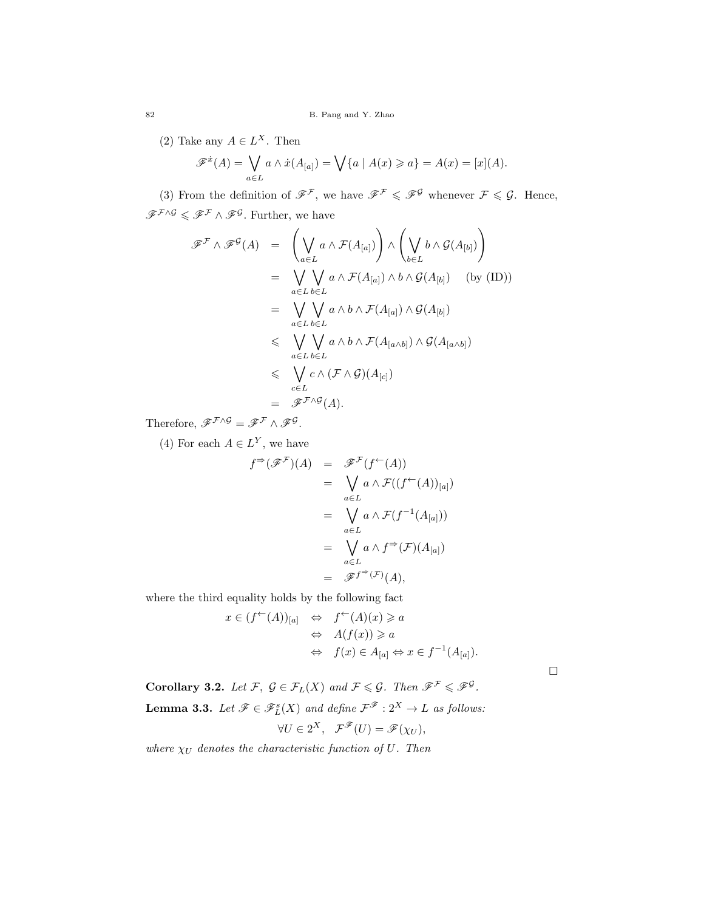(2) Take any $A \in L^X$. Then

$$\mathscr{F}^{\dot{x}}(A) = \bigvee_{a \in L} a \wedge \dot{x}(A_{[a]}) = \bigvee \{a \mid A(x) \geqslant a\} = A(x) = [x](A).$$

(3) From the definition of $\mathscr{F}^{\mathcal{F}}$, we have $\mathscr{F}^{\mathcal{F}} \leqslant \mathscr{F}^{\mathcal{G}}$ whenever $\mathcal{F} \leqslant \mathcal{G}$. Hence, $\mathscr{F}^{\mathcal{F} \wedge \mathcal{G}} \leqslant \mathscr{F}^{\mathcal{F}} \wedge \mathscr{F}^{\mathcal{G}}$. Further, we have

$$\begin{aligned}
\mathscr{F}^{\mathcal{F}} \wedge \mathscr{F}^{\mathcal{G}}(A) &= \left(\bigvee_{a \in L} a \wedge \mathcal{F}(A_{[a]})\right) \wedge \left(\bigvee_{b \in L} b \wedge \mathcal{G}(A_{[b]})\right) \\
&= \bigvee_{a \in L} \bigvee_{b \in L} a \wedge \mathcal{F}(A_{[a]}) \wedge b \wedge \mathcal{G}(A_{[b]}) \quad \text{(by (ID))} \\
&= \bigvee_{a \in L} \bigvee_{b \in L} a \wedge b \wedge \mathcal{F}(A_{[a]}) \wedge \mathcal{G}(A_{[b]}) \\
&\leqslant \bigvee_{a \in L} \bigvee_{b \in L} a \wedge b \wedge \mathcal{F}(A_{[a \wedge b]}) \wedge \mathcal{G}(A_{[a \wedge b]}) \\
&\leqslant \bigvee_{c \in L} c \wedge (\mathcal{F} \wedge \mathcal{G})(A_{[c]}) \\
&= \mathscr{F}^{\mathcal{F} \wedge \mathcal{G}}(A).
\end{aligned}$$

Therefore, $\mathscr{F}^{\mathcal{F} \wedge \mathcal{G}} = \mathscr{F}^{\mathcal{F}} \wedge \mathscr{F}^{\mathcal{G}}$.

(4) For each $A \in L^Y$, we have

$$\begin{aligned}
f^{\Rightarrow}(\mathscr{F}^{\mathcal{F}})(A) &= \mathscr{F}^{\mathcal{F}}(f^{\leftarrow}(A)) \\
&= \bigvee_{a \in L} a \wedge \mathcal{F}((f^{\leftarrow}(A))_{[a]}) \\
&= \bigvee_{a \in L} a \wedge \mathcal{F}(f^{-1}(A_{[a]})) \\
&= \bigvee_{a \in L} a \wedge f^{\Rightarrow}(\mathcal{F})(A_{[a]}) \\
&= \mathscr{F}^{f^{\Rightarrow}(\mathcal{F})}(A),
\end{aligned}$$

where the third equality holds by the following fact

$$\begin{aligned}
x \in (f^{\leftarrow}(A))_{[a]} &\Leftrightarrow f^{\leftarrow}(A)(x) \geqslant a \\
&\Leftrightarrow A(f(x)) \geqslant a \\
&\Leftrightarrow f(x) \in A_{[a]} \Leftrightarrow x \in f^{-1}(A_{[a]}).
\end{aligned}$$

□

**Corollary 3.2.** *Let $\mathcal{F},\ \mathcal{G} \in \mathcal{F}_L(X)$ and $\mathcal{F} \leqslant \mathcal{G}$. Then $\mathscr{F}^{\mathcal{F}} \leqslant \mathscr{F}^{\mathcal{G}}$.*

**Lemma 3.3.** *Let $\mathscr{F} \in \mathscr{F}_L^s(X)$ and define $\mathcal{F}^{\mathscr{F}} : 2^X \to L$ as follows:*

$$\forall U \in 2^X, \quad \mathcal{F}^{\mathscr{F}}(U) = \mathscr{F}(\chi_U),$$

*where $\chi_U$ denotes the characteristic function of $U$. Then*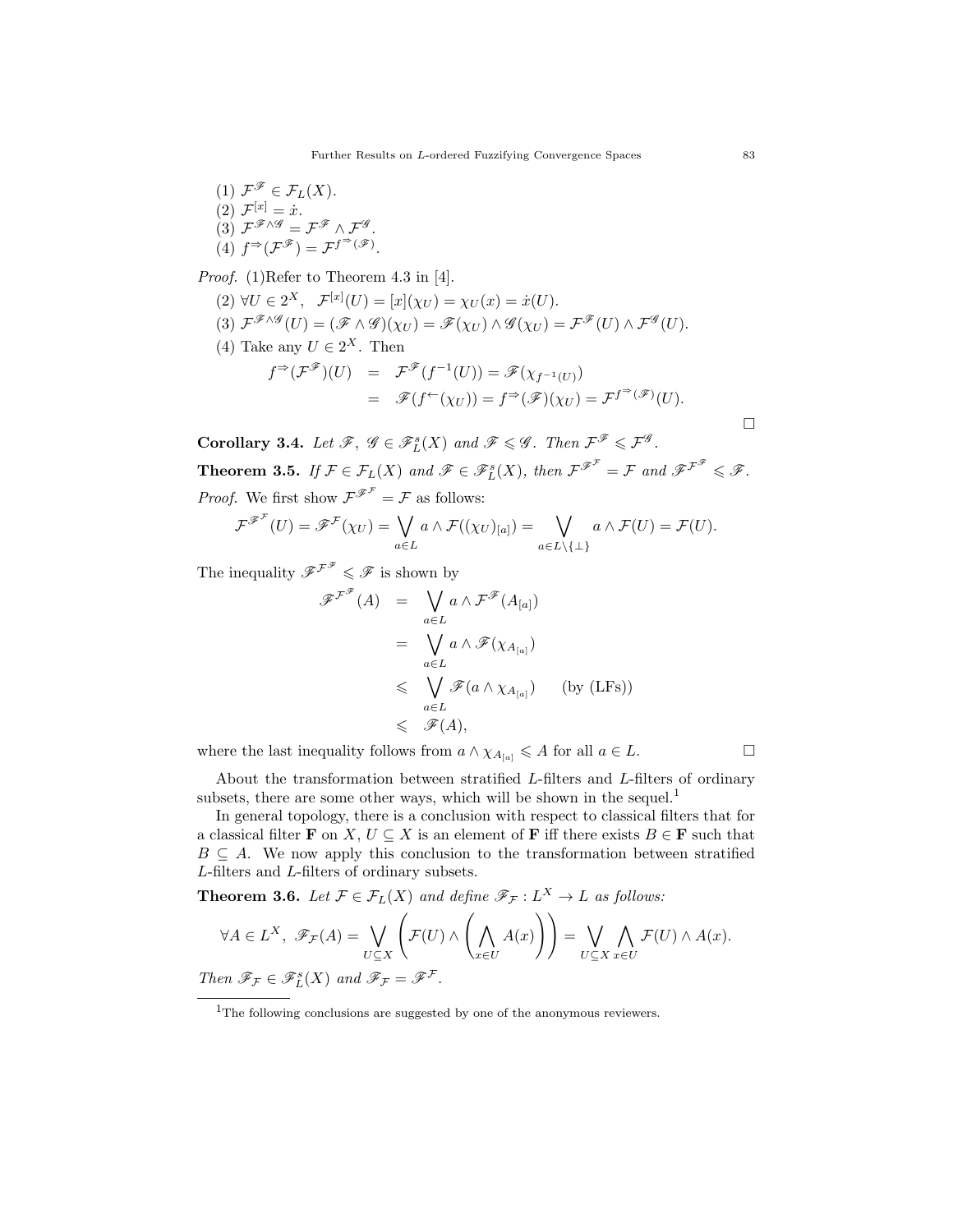(1) $\mathcal{F}^{\mathscr{F}} \in \mathcal{F}_L(X)$.
(2) $\mathcal{F}^{[x]} = \dot{x}$.
(3) $\mathcal{F}^{\mathscr{F}\wedge\mathscr{G}} = \mathcal{F}^{\mathscr{F}} \wedge \mathcal{F}^{\mathscr{G}}$.
(4) $f^{\Rightarrow}(\mathcal{F}^{\mathscr{F}}) = \mathcal{F}^{f^{\Rightarrow}(\mathscr{F})}$.

*Proof.* (1)Refer to Theorem 4.3 in [4].

(2) $\forall U \in 2^X, \quad \mathcal{F}^{[x]}(U) = [x](\chi_U) = \chi_U(x) = \dot{x}(U)$.

(3) $\mathcal{F}^{\mathscr{F}\wedge\mathscr{G}}(U) = (\mathscr{F}\wedge\mathscr{G})(\chi_U) = \mathscr{F}(\chi_U)\wedge\mathscr{G}(\chi_U) = \mathcal{F}^{\mathscr{F}}(U)\wedge\mathcal{F}^{\mathscr{G}}(U)$.

(4) Take any $U \in 2^X$. Then

$$\begin{aligned} f^{\Rightarrow}(\mathcal{F}^{\mathscr{F}})(U) &= \mathcal{F}^{\mathscr{F}}(f^{-1}(U)) = \mathscr{F}(\chi_{f^{-1}(U)}) \\ &= \mathscr{F}(f^{\leftarrow}(\chi_U)) = f^{\Rightarrow}(\mathscr{F})(\chi_U) = \mathcal{F}^{f^{\Rightarrow}(\mathscr{F})}(U). \end{aligned}$$

□

**Corollary 3.4.** *Let $\mathscr{F},\ \mathscr{G} \in \mathscr{F}^s_L(X)$ and $\mathscr{F} \leqslant \mathscr{G}$. Then $\mathcal{F}^{\mathscr{F}} \leqslant \mathcal{F}^{\mathscr{G}}$.*

**Theorem 3.5.** *If $\mathcal{F} \in \mathcal{F}_L(X)$ and $\mathscr{F} \in \mathscr{F}^s_L(X)$, then $\mathcal{F}^{\mathscr{F}^{\mathcal{F}}} = \mathcal{F}$ and $\mathscr{F}^{\mathcal{F}^{\mathscr{F}}} \leqslant \mathscr{F}$.*

*Proof.* We first show $\mathcal{F}^{\mathscr{F}^{\mathcal{F}}} = \mathcal{F}$ as follows:

$$\mathcal{F}^{\mathscr{F}^{\mathcal{F}}}(U) = \mathscr{F}^{\mathcal{F}}(\chi_U) = \bigvee_{a\in L} a \wedge \mathcal{F}((\chi_U)_{[a]}) = \bigvee_{a\in L\setminus\{\perp\}} a \wedge \mathcal{F}(U) = \mathcal{F}(U).$$

The inequality $\mathscr{F}^{\mathcal{F}^{\mathscr{F}}} \leqslant \mathscr{F}$ is shown by

$$\begin{aligned} \mathscr{F}^{\mathcal{F}^{\mathscr{F}}}(A) &= \bigvee_{a\in L} a \wedge \mathcal{F}^{\mathscr{F}}(A_{[a]}) \\ &= \bigvee_{a\in L} a \wedge \mathscr{F}(\chi_{A_{[a]}}) \\ &\leqslant \bigvee_{a\in L} \mathscr{F}(a \wedge \chi_{A_{[a]}}) \qquad \text{(by (LFs))} \\ &\leqslant \mathscr{F}(A), \end{aligned}$$

where the last inequality follows from $a \wedge \chi_{A_{[a]}} \leqslant A$ for all $a \in L$. □

About the transformation between stratified $L$-filters and $L$-filters of ordinary subsets, there are some other ways, which will be shown in the sequel.[1]

In general topology, there is a conclusion with respect to classical filters that for a classical filter $\mathbf{F}$ on $X$, $U \subseteq X$ is an element of $\mathbf{F}$ iff there exists $B \in \mathbf{F}$ such that $B \subseteq A$. We now apply this conclusion to the transformation between stratified $L$-filters and $L$-filters of ordinary subsets.

**Theorem 3.6.** *Let $\mathcal{F} \in \mathcal{F}_L(X)$ and define $\mathscr{F}_{\mathcal{F}} : L^X \to L$ as follows:*

$$\forall A \in L^X,\ \mathscr{F}_{\mathcal{F}}(A) = \bigvee_{U\subseteq X}\left(\mathcal{F}(U) \wedge \left(\bigwedge_{x\in U} A(x)\right)\right) = \bigvee_{U\subseteq X}\bigwedge_{x\in U} \mathcal{F}(U) \wedge A(x).$$

*Then $\mathscr{F}_{\mathcal{F}} \in \mathscr{F}^s_L(X)$ and $\mathscr{F}_{\mathcal{F}} = \mathscr{F}^{\mathcal{F}}$.*

---

[1]The following conclusions are suggested by one of the anonymous reviewers.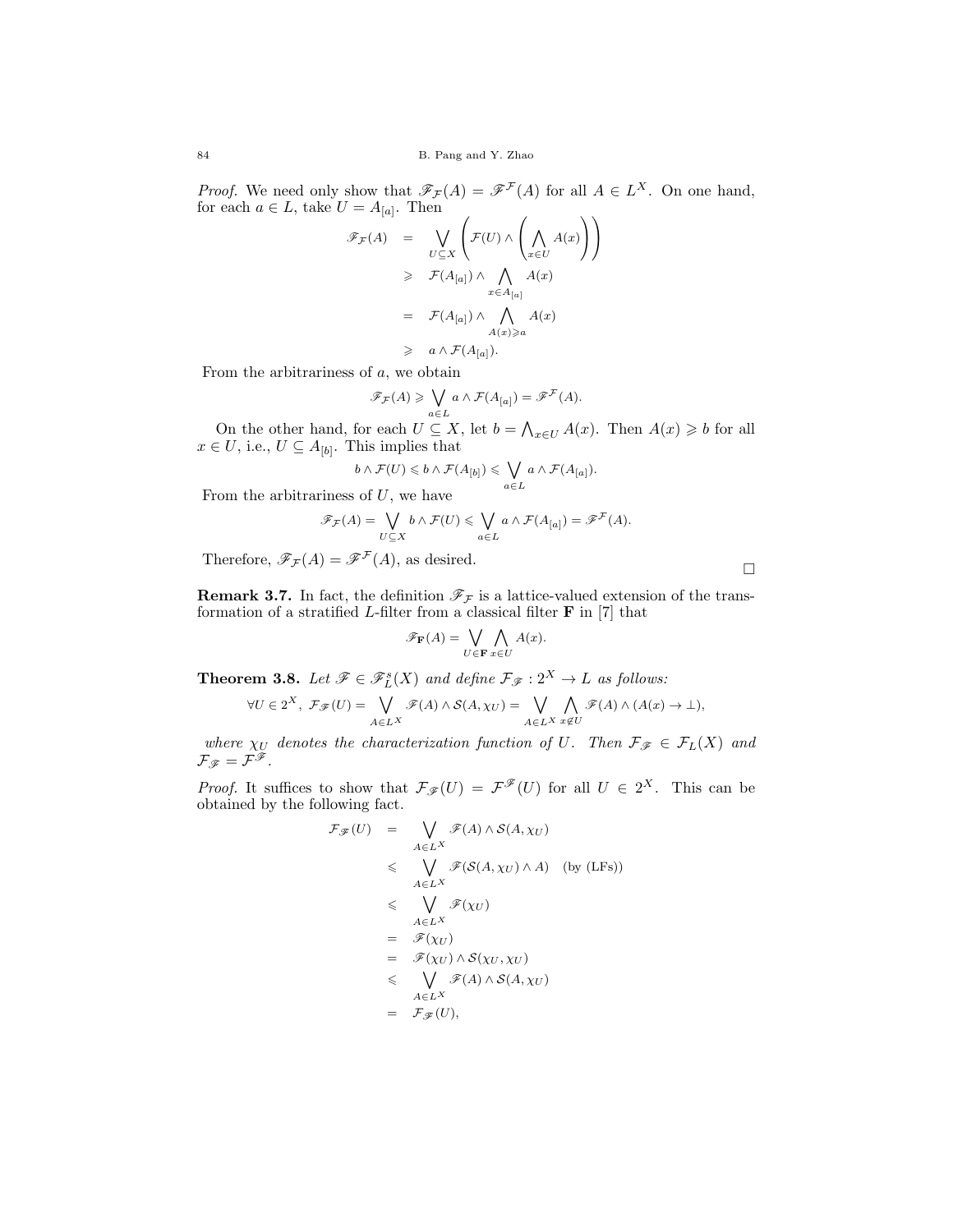*Proof.* We need only show that $\mathscr{F}_{\mathcal{F}}(A) = \mathscr{F}^{\mathcal{F}}(A)$ for all $A \in L^X$. On one hand, for each $a \in L$, take $U = A_{[a]}$. Then

$$
\begin{aligned}
\mathscr{F}_{\mathcal{F}}(A) &= \bigvee_{U \subseteq X} \left( \mathcal{F}(U) \wedge \left( \bigwedge_{x \in U} A(x) \right) \right) \\
&\geqslant \mathcal{F}(A_{[a]}) \wedge \bigwedge_{x \in A_{[a]}} A(x) \\
&= \mathcal{F}(A_{[a]}) \wedge \bigwedge_{A(x) \geqslant a} A(x) \\
&\geqslant a \wedge \mathcal{F}(A_{[a]}).
\end{aligned}
$$

From the arbitrariness of $a$, we obtain

$$\mathscr{F}_{\mathcal{F}}(A) \geqslant \bigvee_{a \in L} a \wedge \mathcal{F}(A_{[a]}) = \mathscr{F}^{\mathcal{F}}(A).$$

On the other hand, for each $U \subseteq X$, let $b = \bigwedge_{x \in U} A(x)$. Then $A(x) \geqslant b$ for all $x \in U$, i.e., $U \subseteq A_{[b]}$. This implies that

$$b \wedge \mathcal{F}(U) \leqslant b \wedge \mathcal{F}(A_{[b]}) \leqslant \bigvee_{a \in L} a \wedge \mathcal{F}(A_{[a]}).$$

From the arbitrariness of $U$, we have

$$\mathscr{F}_{\mathcal{F}}(A) = \bigvee_{U \subseteq X} b \wedge \mathcal{F}(U) \leqslant \bigvee_{a \in L} a \wedge \mathcal{F}(A_{[a]}) = \mathscr{F}^{\mathcal{F}}(A).$$

Therefore, $\mathscr{F}_{\mathcal{F}}(A) = \mathscr{F}^{\mathcal{F}}(A)$, as desired. □

**Remark 3.7.** In fact, the definition $\mathscr{F}_{\mathcal{F}}$ is a lattice-valued extension of the transformation of a stratified $L$-filter from a classical filter $\mathbf{F}$ in [7] that

$$\mathscr{F}_{\mathbf{F}}(A) = \bigvee_{U \in \mathbf{F}} \bigwedge_{x \in U} A(x).$$

**Theorem 3.8.** *Let $\mathscr{F} \in \mathscr{F}_L^s(X)$ and define $\mathcal{F}_{\mathscr{F}} : 2^X \to L$ as follows:*

$$\forall U \in 2^X,\ \mathcal{F}_{\mathscr{F}}(U) = \bigvee_{A \in L^X} \mathscr{F}(A) \wedge \mathcal{S}(A, \chi_U) = \bigvee_{A \in L^X} \bigwedge_{x \notin U} \mathscr{F}(A) \wedge (A(x) \to \bot),$$

*where $\chi_U$ denotes the characterization function of $U$. Then $\mathcal{F}_{\mathscr{F}} \in \mathcal{F}_L(X)$ and $\mathcal{F}_{\mathscr{F}} = \mathcal{F}^{\mathscr{F}}$.*

*Proof.* It suffices to show that $\mathcal{F}_{\mathscr{F}}(U) = \mathcal{F}^{\mathscr{F}}(U)$ for all $U \in 2^X$. This can be obtained by the following fact.

$$
\begin{aligned}
\mathcal{F}_{\mathscr{F}}(U) &= \bigvee_{A \in L^X} \mathscr{F}(A) \wedge \mathcal{S}(A, \chi_U) \\
&\leqslant \bigvee_{A \in L^X} \mathscr{F}(\mathcal{S}(A, \chi_U) \wedge A) \quad \text{(by (LFs))} \\
&\leqslant \bigvee_{A \in L^X} \mathscr{F}(\chi_U) \\
&= \mathscr{F}(\chi_U) \\
&= \mathscr{F}(\chi_U) \wedge \mathcal{S}(\chi_U, \chi_U) \\
&\leqslant \bigvee_{A \in L^X} \mathscr{F}(A) \wedge \mathcal{S}(A, \chi_U) \\
&= \mathcal{F}_{\mathscr{F}}(U),
\end{aligned}
$$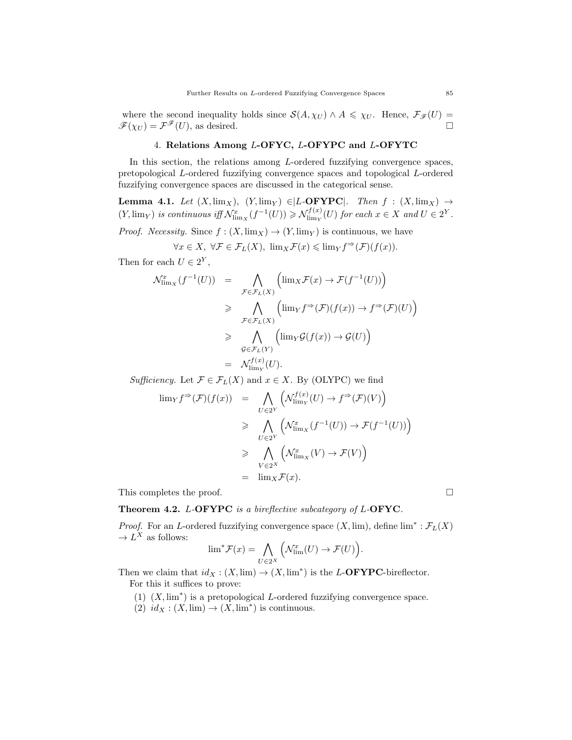where the second inequality holds since $\mathcal{S}(A, \chi_U) \wedge A \leqslant \chi_U$. Hence, $\mathcal{F}_{\mathscr{F}}(U) = \mathscr{F}(\chi_U) = \mathcal{F}^{\mathscr{F}}(U)$, as desired. $\square$

## 4. Relations Among $L$-OFYC, $L$-OFYPC and $L$-OFYTC

In this section, the relations among $L$-ordered fuzzifying convergence spaces, pretopological $L$-ordered fuzzifying convergence spaces and topological $L$-ordered fuzzifying convergence spaces are discussed in the categorical sense.

**Lemma 4.1.** *Let $(X, \lim_X)$, $(Y, \lim_Y) \in |L\text{-}\mathbf{OFYPC}|$. Then $f : (X, \lim_X) \to (Y, \lim_Y)$ is continuous iff $\mathcal{N}^x_{\lim_X}(f^{-1}(U)) \geqslant \mathcal{N}^{f(x)}_{\lim_Y}(U)$ for each $x \in X$ and $U \in 2^Y$.*

*Proof.* *Necessity.* Since $f : (X, \lim_X) \to (Y, \lim_Y)$ is continuous, we have

$$\forall x \in X,\ \forall \mathcal{F} \in \mathcal{F}_L(X),\ \lim_X \mathcal{F}(x) \leqslant \lim_Y f^{\Rightarrow}(\mathcal{F})(f(x)).$$

Then for each $U \in 2^Y$,

$$\begin{aligned}
\mathcal{N}^x_{\lim_X}(f^{-1}(U)) &= \bigwedge_{\mathcal{F} \in \mathcal{F}_L(X)} \Big(\lim_X \mathcal{F}(x) \to \mathcal{F}(f^{-1}(U))\Big) \\
&\geqslant \bigwedge_{\mathcal{F} \in \mathcal{F}_L(X)} \Big(\lim_Y f^{\Rightarrow}(\mathcal{F})(f(x)) \to f^{\Rightarrow}(\mathcal{F})(U)\Big) \\
&\geqslant \bigwedge_{\mathcal{G} \in \mathcal{F}_L(Y)} \Big(\lim_Y \mathcal{G}(f(x)) \to \mathcal{G}(U)\Big) \\
&= \mathcal{N}^{f(x)}_{\lim_Y}(U).
\end{aligned}$$

*Sufficiency.* Let $\mathcal{F} \in \mathcal{F}_L(X)$ and $x \in X$. By (OLYPC) we find

$$\begin{aligned}
\lim_Y f^{\Rightarrow}(\mathcal{F})(f(x)) &= \bigwedge_{U \in 2^Y} \Big(\mathcal{N}^{f(x)}_{\lim_Y}(U) \to f^{\Rightarrow}(\mathcal{F})(V)\Big) \\
&\geqslant \bigwedge_{U \in 2^Y} \Big(\mathcal{N}^x_{\lim_X}(f^{-1}(U)) \to \mathcal{F}(f^{-1}(U))\Big) \\
&\geqslant \bigwedge_{V \in 2^X} \Big(\mathcal{N}^x_{\lim_X}(V) \to \mathcal{F}(V)\Big) \\
&= \lim_X \mathcal{F}(x).
\end{aligned}$$

This completes the proof. $\square$

**Theorem 4.2.** *$L$-$\mathbf{OFYPC}$ is a bireflective subcategory of $L$-$\mathbf{OFYC}$.*

*Proof.* For an $L$-ordered fuzzifying convergence space $(X, \lim)$, define $\lim^* : \mathcal{F}_L(X) \to L^X$ as follows:

$$\lim^* \mathcal{F}(x) = \bigwedge_{U \in 2^X} \Big(\mathcal{N}^x_{\lim}(U) \to \mathcal{F}(U)\Big).$$

Then we claim that $id_X : (X, \lim) \to (X, \lim^*)$ is the $L$-$\mathbf{OFYPC}$-bireflector.

For this it suffices to prove:

(1) $(X, \lim^*)$ is a pretopological $L$-ordered fuzzifying convergence space.

(2) $id_X : (X, \lim) \to (X, \lim^*)$ is continuous.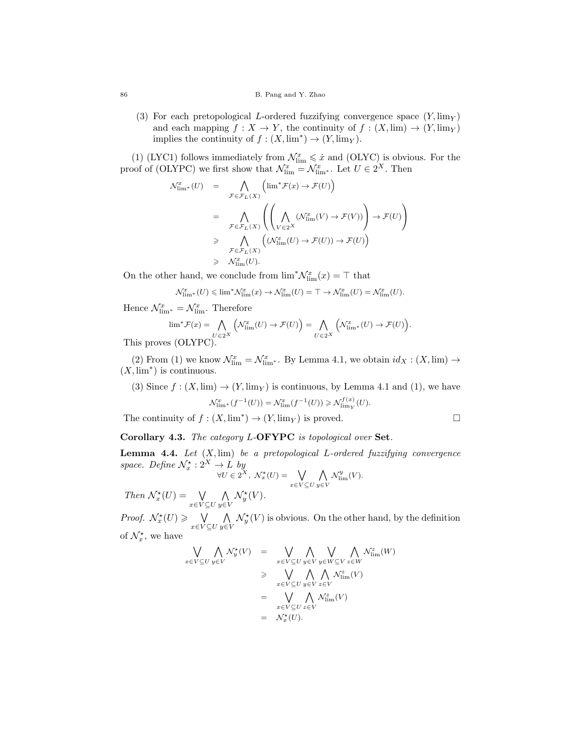(3) For each pretopological $L$-ordered fuzzifying convergence space $(Y, \lim_Y)$ and each mapping $f : X \to Y$, the continuity of $f : (X, \lim) \to (Y, \lim_Y)$ implies the continuity of $f : (X, \lim^*) \to (Y, \lim_Y)$.

(1) (LYC1) follows immediately from $\mathcal{N}^x_{\lim} \leqslant \dot{x}$ and (OLYC) is obvious. For the proof of (OLYPC) we first show that $\mathcal{N}^x_{\lim} = \mathcal{N}^x_{\lim^*}$. Let $U \in 2^X$. Then

$$
\begin{aligned}
\mathcal{N}^x_{\lim^*}(U) &= \bigwedge_{\mathcal{F} \in \mathcal{F}_L(X)} \Big(\lim{}^*\mathcal{F}(x) \to \mathcal{F}(U)\Big) \\
&= \bigwedge_{\mathcal{F} \in \mathcal{F}_L(X)} \left( \left( \bigwedge_{V \in 2^X} (\mathcal{N}^x_{\lim}(V) \to \mathcal{F}(V)) \right) \to \mathcal{F}(U) \right) \\
&\geqslant \bigwedge_{\mathcal{F} \in \mathcal{F}_L(X)} \Big( (\mathcal{N}^x_{\lim}(U) \to \mathcal{F}(U)) \to \mathcal{F}(U) \Big) \\
&\geqslant \mathcal{N}^x_{\lim}(U).
\end{aligned}
$$

On the other hand, we conclude from $\lim^*\mathcal{N}^x_{\lim}(x) = \top$ that

$$\mathcal{N}^x_{\lim^*}(U) \leqslant \lim{}^*\mathcal{N}^x_{\lim}(x) \to \mathcal{N}^x_{\lim}(U) = \top \to \mathcal{N}^x_{\lim}(U) = \mathcal{N}^x_{\lim}(U).$$

Hence $\mathcal{N}^x_{\lim^*} = \mathcal{N}^x_{\lim}$. Therefore

$$\lim{}^*\mathcal{F}(x) = \bigwedge_{U \in 2^X} \Big( \mathcal{N}^x_{\lim}(U) \to \mathcal{F}(U) \Big) = \bigwedge_{U \in 2^X} \Big( \mathcal{N}^x_{\lim^*}(U) \to \mathcal{F}(U) \Big).$$

This proves (OLYPC).

(2) From (1) we know $\mathcal{N}^x_{\lim} = \mathcal{N}^x_{\lim^*}$. By Lemma 4.1, we obtain $id_X : (X, \lim) \to (X, \lim^*)$ is continuous.

(3) Since $f : (X, \lim) \to (Y, \lim_Y)$ is continuous, by Lemma 4.1 and (1), we have

$$\mathcal{N}^x_{\lim^*}(f^{-1}(U)) = \mathcal{N}^x_{\lim}(f^{-1}(U)) \geqslant \mathcal{N}^{f(x)}_{\lim_Y}(U).$$

The continuity of $f : (X, \lim^*) \to (Y, \lim_Y)$ is proved. □

**Corollary 4.3.** *The category $L$-**OFYPC** is topological over **Set**.*

**Lemma 4.4.** *Let $(X, \lim)$ be a pretopological $L$-ordered fuzzifying convergence space. Define $\mathcal{N}^\star_x : 2^X \to L$ by*

$$\forall U \in 2^X,\ \mathcal{N}^\star_x(U) = \bigvee_{x \in V \subseteq U} \bigwedge_{y \in V} \mathcal{N}^y_{\lim}(V).$$

*Then $\mathcal{N}^\star_x(U) = \bigvee_{x \in V \subseteq U} \bigwedge_{y \in V} \mathcal{N}^\star_y(V)$.*

*Proof.* $\mathcal{N}^\star_x(U) \geqslant \bigvee_{x \in V \subseteq U} \bigwedge_{y \in V} \mathcal{N}^\star_y(V)$ is obvious. On the other hand, by the definition of $\mathcal{N}^\star_x$, we have

$$
\begin{aligned}
\bigvee_{x \in V \subseteq U} \bigwedge_{y \in V} \mathcal{N}^\star_y(V) &= \bigvee_{x \in V \subseteq U} \bigwedge_{y \in V} \bigvee_{y \in W \subseteq V} \bigwedge_{z \in W} \mathcal{N}^z_{\lim}(W) \\
&\geqslant \bigvee_{x \in V \subseteq U} \bigwedge_{y \in V} \bigwedge_{z \in V} \mathcal{N}^z_{\lim}(V) \\
&= \bigvee_{x \in V \subseteq U} \bigwedge_{z \in V} \mathcal{N}^z_{\lim}(V) \\
&= \mathcal{N}^\star_x(U).
\end{aligned}
$$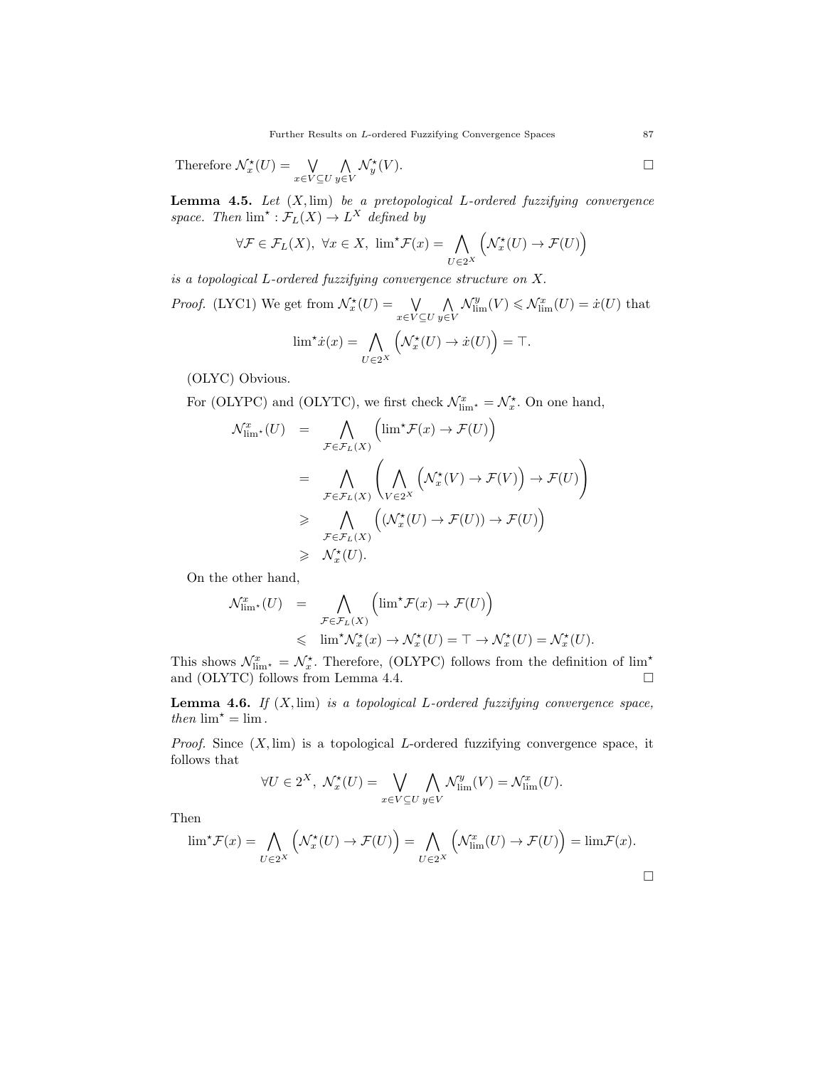Therefore $\mathcal{N}_x^\star(U) = \bigvee_{x \in V \subseteq U} \bigwedge_{y \in V} \mathcal{N}_y^\star(V)$. □

**Lemma 4.5.** *Let* $(X, \lim)$ *be a pretopological* $L$*-ordered fuzzifying convergence space. Then* $\lim^\star : \mathcal{F}_L(X) \to L^X$ *defined by*

$$\forall \mathcal{F} \in \mathcal{F}_L(X),\ \forall x \in X,\ \lim{}^\star \mathcal{F}(x) = \bigwedge_{U \in 2^X} \Big( \mathcal{N}_x^\star(U) \to \mathcal{F}(U) \Big)$$

*is a topological* $L$*-ordered fuzzifying convergence structure on* $X$*.*

*Proof.* (LYC1) We get from $\mathcal{N}_x^\star(U) = \bigvee_{x \in V \subseteq U} \bigwedge_{y \in V} \mathcal{N}_{\lim}^y(V) \leqslant \mathcal{N}_{\lim}^x(U) = \dot{x}(U)$ that

$$\lim{}^\star \dot{x}(x) = \bigwedge_{U \in 2^X} \Big( \mathcal{N}_x^\star(U) \to \dot{x}(U) \Big) = \top.$$

(OLYC) Obvious.

For (OLYPC) and (OLYTC), we first check $\mathcal{N}_{\lim^\star}^x = \mathcal{N}_x^\star$. On one hand,

$$\begin{aligned}
\mathcal{N}_{\lim^\star}^x(U) &= \bigwedge_{\mathcal{F} \in \mathcal{F}_L(X)} \Big( \lim{}^\star \mathcal{F}(x) \to \mathcal{F}(U) \Big) \\
&= \bigwedge_{\mathcal{F} \in \mathcal{F}_L(X)} \left( \bigwedge_{V \in 2^X} \Big( \mathcal{N}_x^\star(V) \to \mathcal{F}(V) \Big) \to \mathcal{F}(U) \right) \\
&\geqslant \bigwedge_{\mathcal{F} \in \mathcal{F}_L(X)} \Big( (\mathcal{N}_x^\star(U) \to \mathcal{F}(U)) \to \mathcal{F}(U) \Big) \\
&\geqslant \mathcal{N}_x^\star(U).
\end{aligned}$$

On the other hand,

$$\begin{aligned}
\mathcal{N}_{\lim^\star}^x(U) &= \bigwedge_{\mathcal{F} \in \mathcal{F}_L(X)} \Big( \lim{}^\star \mathcal{F}(x) \to \mathcal{F}(U) \Big) \\
&\leqslant \lim{}^\star \mathcal{N}_x^\star(x) \to \mathcal{N}_x^\star(U) = \top \to \mathcal{N}_x^\star(U) = \mathcal{N}_x^\star(U).
\end{aligned}$$

This shows $\mathcal{N}_{\lim^\star}^x = \mathcal{N}_x^\star$. Therefore, (OLYPC) follows from the definition of $\lim^\star$ and (OLYTC) follows from Lemma 4.4. □

**Lemma 4.6.** *If* $(X, \lim)$ *is a topological* $L$*-ordered fuzzifying convergence space, then* $\lim^\star = \lim$*.*

*Proof.* Since $(X, \lim)$ is a topological $L$-ordered fuzzifying convergence space, it follows that

$$\forall U \in 2^X,\ \mathcal{N}_x^\star(U) = \bigvee_{x \in V \subseteq U} \bigwedge_{y \in V} \mathcal{N}_{\lim}^y(V) = \mathcal{N}_{\lim}^x(U).$$

Then

$$\lim{}^\star \mathcal{F}(x) = \bigwedge_{U \in 2^X} \Big( \mathcal{N}_x^\star(U) \to \mathcal{F}(U) \Big) = \bigwedge_{U \in 2^X} \Big( \mathcal{N}_{\lim}^x(U) \to \mathcal{F}(U) \Big) = \lim \mathcal{F}(x).$$

□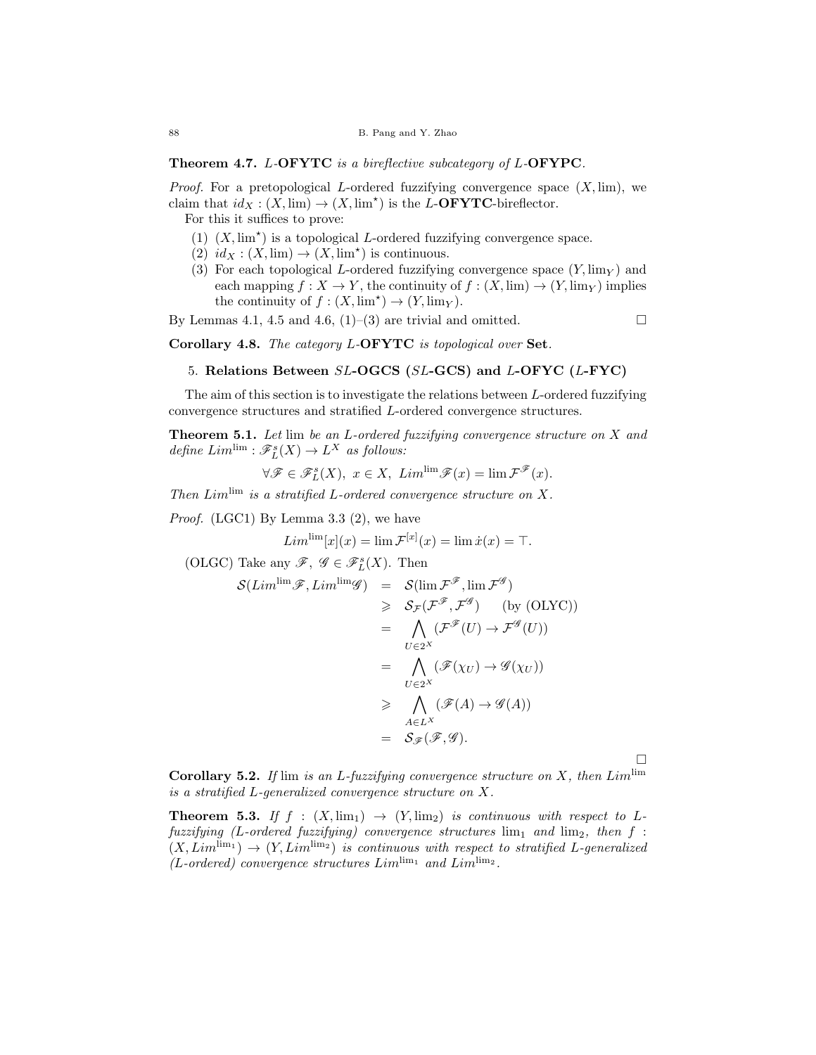**Theorem 4.7.** *$L$-**OFYTC** is a bireflective subcategory of $L$-**OFYPC**.*

*Proof.* For a pretopological $L$-ordered fuzzifying convergence space $(X, \lim)$, we claim that $id_X : (X, \lim) \to (X, \lim^\star)$ is the $L$-**OFYTC**-bireflector.

For this it suffices to prove:

1. $(X, \lim^\star)$ is a topological $L$-ordered fuzzifying convergence space.
2. $id_X : (X, \lim) \to (X, \lim^\star)$ is continuous.
3. For each topological $L$-ordered fuzzifying convergence space $(Y, \lim_Y)$ and each mapping $f : X \to Y$, the continuity of $f : (X, \lim) \to (Y, \lim_Y)$ implies the continuity of $f : (X, \lim^\star) \to (Y, \lim_Y)$.

By Lemmas 4.1, 4.5 and 4.6, (1)–(3) are trivial and omitted. □

**Corollary 4.8.** *The category $L$-**OFYTC** is topological over **Set**.*

## 5. Relations Between $SL$-OGCS ($SL$-GCS) and $L$-OFYC ($L$-FYC)

The aim of this section is to investigate the relations between $L$-ordered fuzzifying convergence structures and stratified $L$-ordered convergence structures.

**Theorem 5.1.** *Let $\lim$ be an $L$-ordered fuzzifying convergence structure on $X$ and define $Lim^{\lim} : \mathscr{F}_L^s(X) \to L^X$ as follows:*

$$\forall \mathscr{F} \in \mathscr{F}_L^s(X),\ x \in X,\ Lim^{\lim}\mathscr{F}(x) = \lim \mathcal{F}^{\mathscr{F}}(x).$$

*Then $Lim^{\lim}$ is a stratified $L$-ordered convergence structure on $X$.*

*Proof.* (LGC1) By Lemma 3.3 (2), we have

$$Lim^{\lim}[x](x) = \lim \mathcal{F}^{[x]}(x) = \lim \dot{x}(x) = \top.$$

(OLGC) Take any $\mathscr{F},\ \mathscr{G} \in \mathscr{F}_L^s(X)$. Then

$$\begin{aligned}
\mathcal{S}(Lim^{\lim}\mathscr{F}, Lim^{\lim}\mathscr{G}) &= \mathcal{S}(\lim \mathcal{F}^{\mathscr{F}}, \lim \mathcal{F}^{\mathscr{G}}) \\
&\geqslant \mathcal{S}_{\mathcal{F}}(\mathcal{F}^{\mathscr{F}}, \mathcal{F}^{\mathscr{G}}) \qquad \text{(by (OLYC))} \\
&= \bigwedge_{U \in 2^X} (\mathcal{F}^{\mathscr{F}}(U) \to \mathcal{F}^{\mathscr{G}}(U)) \\
&= \bigwedge_{U \in 2^X} (\mathscr{F}(\chi_U) \to \mathscr{G}(\chi_U)) \\
&\geqslant \bigwedge_{A \in L^X} (\mathscr{F}(A) \to \mathscr{G}(A)) \\
&= \mathcal{S}_{\mathscr{F}}(\mathscr{F}, \mathscr{G}).
\end{aligned}$$

□

**Corollary 5.2.** *If $\lim$ is an $L$-fuzzifying convergence structure on $X$, then $Lim^{\lim}$ is a stratified $L$-generalized convergence structure on $X$.*

**Theorem 5.3.** *If $f : (X, \lim_1) \to (Y, \lim_2)$ is continuous with respect to $L$-fuzzifying ($L$-ordered fuzzifying) convergence structures $\lim_1$ and $\lim_2$, then $f : (X, Lim^{\lim_1}) \to (Y, Lim^{\lim_2})$ is continuous with respect to stratified $L$-generalized ($L$-ordered) convergence structures $Lim^{\lim_1}$ and $Lim^{\lim_2}$.*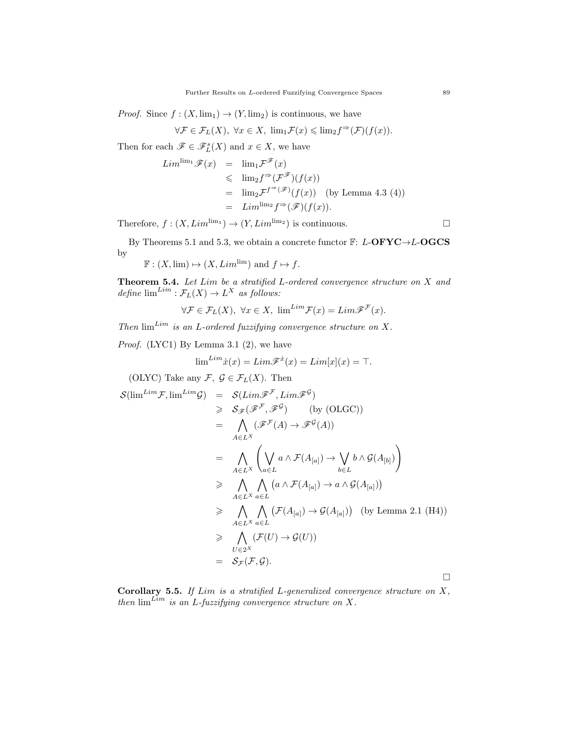*Proof.* Since $f : (X, \lim_1) \to (Y, \lim_2)$ is continuous, we have

$$\forall \mathcal{F} \in \mathcal{F}_L(X),\ \forall x \in X,\ \lim_1 \mathcal{F}(x) \leqslant \lim_2 f^{\Rightarrow}(\mathcal{F})(f(x)).$$

Then for each $\mathscr{F} \in \mathscr{F}_L^s(X)$ and $x \in X$, we have

$$\begin{aligned} Lim^{\lim_1}\mathscr{F}(x) &= \lim_1 \mathcal{F}^{\mathscr{F}}(x) \\ &\leqslant \lim_2 f^{\Rightarrow}(\mathcal{F}^{\mathscr{F}})(f(x)) \\ &= \lim_2 \mathcal{F}^{f^{\Rightarrow}(\mathscr{F})}(f(x)) \quad \text{(by Lemma 4.3 (4))} \\ &= Lim^{\lim_2} f^{\Rightarrow}(\mathscr{F})(f(x)). \end{aligned}$$

Therefore, $f : (X, Lim^{\lim_1}) \to (Y, Lim^{\lim_2})$ is continuous. $\square$

By Theorems 5.1 and 5.3, we obtain a concrete functor $\mathbb{F}$: $L$-**OFYC**$\to$$L$-**OGCS** by

$\mathbb{F} : (X, \lim) \mapsto (X, Lim^{\lim})$ and $f \mapsto f$.

**Theorem 5.4.** *Let $Lim$ be a stratified $L$-ordered convergence structure on $X$ and define $\lim^{Lim} : \mathcal{F}_L(X) \to L^X$ as follows:*

$$\forall \mathcal{F} \in \mathcal{F}_L(X),\ \forall x \in X,\ \lim^{Lim}\mathcal{F}(x) = Lim\mathscr{F}^{\mathcal{F}}(x).$$

*Then $\lim^{Lim}$ is an $L$-ordered fuzzifying convergence structure on $X$.*

*Proof.* (LYC1) By Lemma 3.1 (2), we have

$$\lim^{Lim}\dot{x}(x) = Lim\mathscr{F}^{\dot{x}}(x) = Lim[x](x) = \top.$$

(OLYC) Take any $\mathcal{F},\ \mathcal{G} \in \mathcal{F}_L(X)$. Then

$$\begin{aligned} \mathcal{S}(\lim^{Lim}\mathcal{F}, \lim^{Lim}\mathcal{G}) &= \mathcal{S}(Lim\mathscr{F}^{\mathcal{F}}, Lim\mathscr{F}^{\mathcal{G}}) \\ &\geqslant \mathcal{S}_{\mathscr{F}}(\mathscr{F}^{\mathcal{F}}, \mathscr{F}^{\mathcal{G}}) \qquad \text{(by (OLGC))} \\ &= \bigwedge_{A \in L^X} (\mathscr{F}^{\mathcal{F}}(A) \to \mathscr{F}^{\mathcal{G}}(A)) \\ &= \bigwedge_{A \in L^X} \left( \bigvee_{a \in L} a \wedge \mathcal{F}(A_{[a]}) \to \bigvee_{b \in L} b \wedge \mathcal{G}(A_{[b]}) \right) \\ &\geqslant \bigwedge_{A \in L^X} \bigwedge_{a \in L} \left( a \wedge \mathcal{F}(A_{[a]}) \to a \wedge \mathcal{G}(A_{[a]}) \right) \\ &\geqslant \bigwedge_{A \in L^X} \bigwedge_{a \in L} \left( \mathcal{F}(A_{[a]}) \to \mathcal{G}(A_{[a]}) \right) \quad \text{(by Lemma 2.1 (H4))} \\ &\geqslant \bigwedge_{U \in 2^X} (\mathcal{F}(U) \to \mathcal{G}(U)) \\ &= \mathcal{S}_{\mathcal{F}}(\mathcal{F}, \mathcal{G}). \end{aligned}$$

$\square$

**Corollary 5.5.** *If $Lim$ is a stratified $L$-generalized convergence structure on $X$, then $\lim^{Lim}$ is an $L$-fuzzifying convergence structure on $X$.*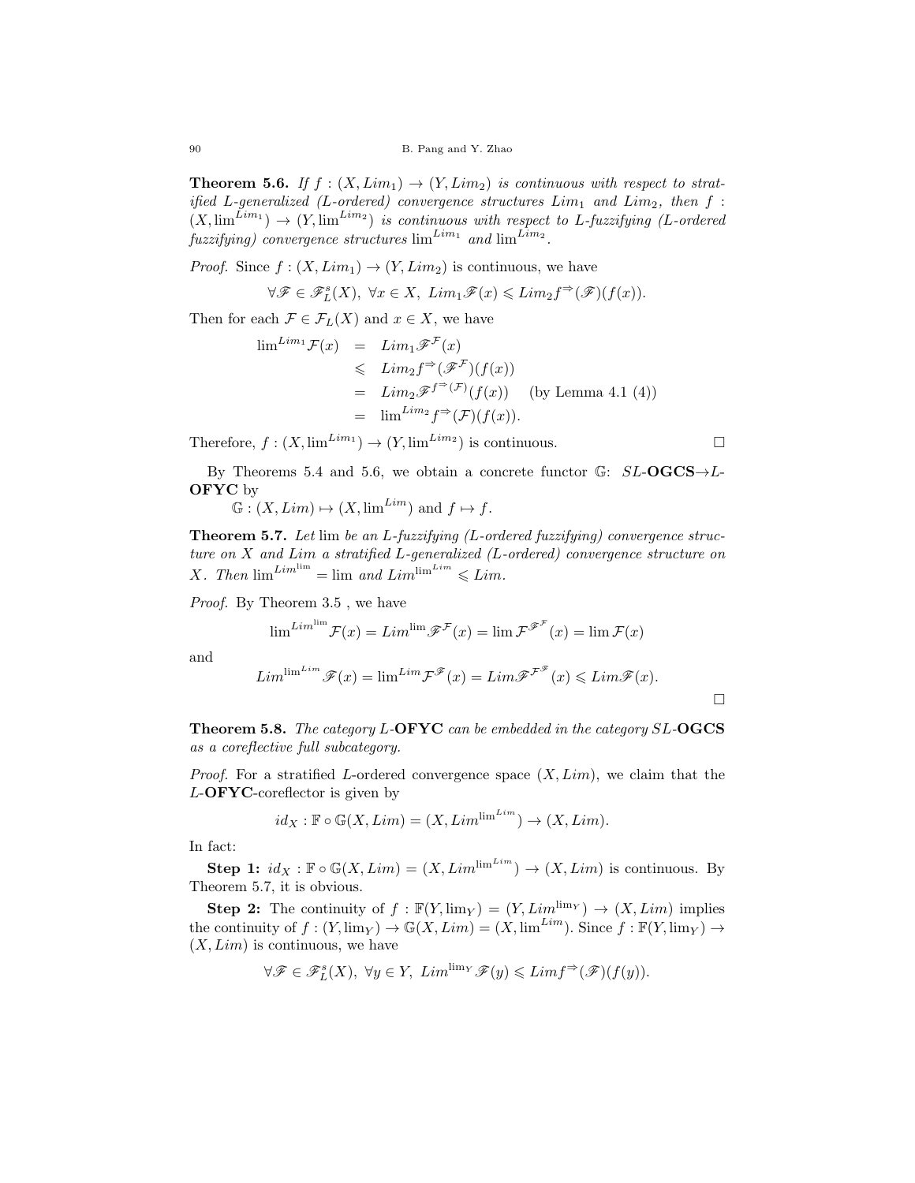**Theorem 5.6.** *If $f:(X,Lim_1)\to(Y,Lim_2)$ is continuous with respect to stratified $L$-generalized ($L$-ordered) convergence structures $Lim_1$ and $Lim_2$, then $f:(X,\lim^{Lim_1})\to(Y,\lim^{Lim_2})$ is continuous with respect to $L$-fuzzifying ($L$-ordered fuzzifying) convergence structures $\lim^{Lim_1}$ and $\lim^{Lim_2}$.*

*Proof.* Since $f:(X,Lim_1)\to(Y,Lim_2)$ is continuous, we have

$$\forall \mathscr{F}\in\mathscr{F}_L^s(X),\ \forall x\in X,\ Lim_1\mathscr{F}(x)\leqslant Lim_2 f^{\Rightarrow}(\mathscr{F})(f(x)).$$

Then for each $\mathcal{F}\in\mathcal{F}_L(X)$ and $x\in X$, we have

$$\begin{aligned}
\lim{}^{Lim_1}\mathcal{F}(x) &= Lim_1\mathscr{F}^{\mathcal{F}}(x)\\
&\leqslant Lim_2 f^{\Rightarrow}(\mathscr{F}^{\mathcal{F}})(f(x))\\
&= Lim_2\mathscr{F}^{f^{\Rightarrow}(\mathcal{F})}(f(x)) \quad \text{(by Lemma 4.1 (4))}\\
&= \lim{}^{Lim_2} f^{\Rightarrow}(\mathcal{F})(f(x)).
\end{aligned}$$

Therefore, $f:(X,\lim^{Lim_1})\to(Y,\lim^{Lim_2})$ is continuous. □

By Theorems 5.4 and 5.6, we obtain a concrete functor $\mathbb{G}$: $SL$-**OGCS**$\to L$-**OFYC** by

$\mathbb{G}:(X,Lim)\mapsto(X,\lim^{Lim})$ and $f\mapsto f$.

**Theorem 5.7.** *Let $\lim$ be an $L$-fuzzifying ($L$-ordered fuzzifying) convergence structure on $X$ and $Lim$ a stratified $L$-generalized ($L$-ordered) convergence structure on $X$. Then $\lim^{Lim^{\lim}}=\lim$ and $Lim^{\lim^{Lim}}\leqslant Lim$.*

*Proof.* By Theorem 3.5 , we have

$$\lim{}^{Lim^{\lim}}\mathcal{F}(x)=Lim^{\lim}\mathscr{F}^{\mathcal{F}}(x)=\lim\mathcal{F}^{\mathscr{F}^{\mathcal{F}}}(x)=\lim\mathcal{F}(x)$$

and

$$Lim^{\lim^{Lim}}\mathscr{F}(x)=\lim{}^{Lim}\mathcal{F}^{\mathscr{F}}(x)=Lim\mathscr{F}^{\mathcal{F}^{\mathscr{F}}}(x)\leqslant Lim\mathscr{F}(x).$$

□

**Theorem 5.8.** *The category $L$-**OFYC** can be embedded in the category $SL$-**OGCS** as a coreflective full subcategory.*

*Proof.* For a stratified $L$-ordered convergence space $(X,Lim)$, we claim that the $L$-**OFYC**-coreflector is given by

$$id_X:\mathbb{F}\circ\mathbb{G}(X,Lim)=(X,Lim^{\lim^{Lim}})\to(X,Lim).$$

In fact:

**Step 1:** $id_X:\mathbb{F}\circ\mathbb{G}(X,Lim)=(X,Lim^{\lim^{Lim}})\to(X,Lim)$ is continuous. By Theorem 5.7, it is obvious.

**Step 2:** The continuity of $f:\mathbb{F}(Y,\lim_Y)=(Y,Lim^{\lim_Y})\to(X,Lim)$ implies the continuity of $f:(Y,\lim_Y)\to\mathbb{G}(X,Lim)=(X,\lim^{Lim})$. Since $f:\mathbb{F}(Y,\lim_Y)\to(X,Lim)$ is continuous, we have

$$\forall\mathscr{F}\in\mathscr{F}_L^s(X),\ \forall y\in Y,\ Lim^{\lim_Y}\mathscr{F}(y)\leqslant Lim f^{\Rightarrow}(\mathscr{F})(f(y)).$$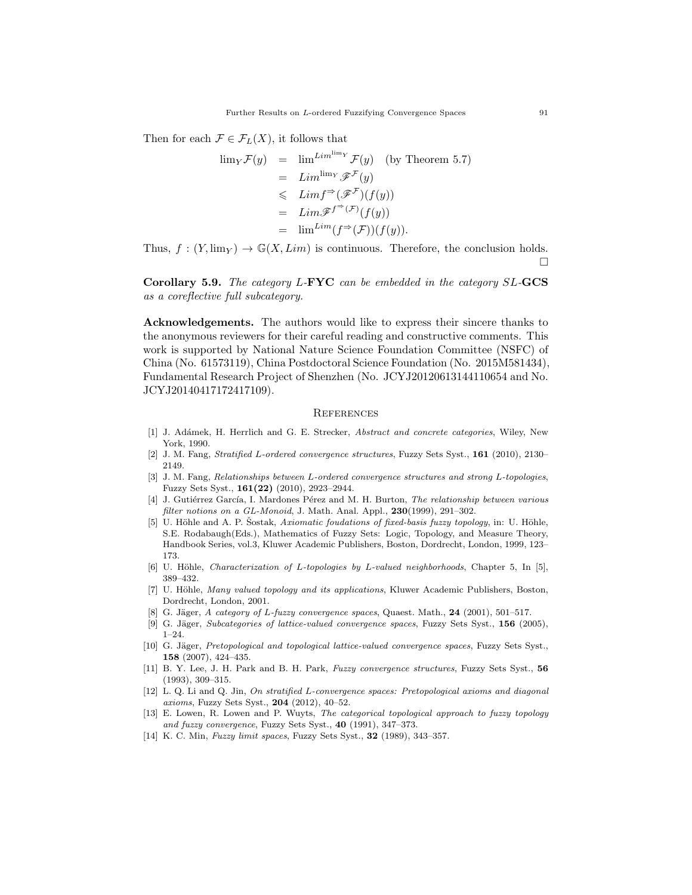Then for each $\mathcal{F} \in \mathcal{F}_L(X)$, it follows that

$$
\begin{aligned}
\lim_Y \mathcal{F}(y) &= \lim^{Lim^{\lim_Y}} \mathcal{F}(y) \quad \text{(by Theorem 5.7)} \\
&= Lim^{\lim_Y} \mathscr{F}^{\mathcal{F}}(y) \\
&\leqslant Lim f^{\Rightarrow}(\mathscr{F}^{\mathcal{F}})(f(y)) \\
&= Lim \mathscr{F}^{f^{\Rightarrow}(\mathcal{F})}(f(y)) \\
&= \lim^{Lim}(f^{\Rightarrow}(\mathcal{F}))(f(y)).
\end{aligned}
$$

Thus, $f : (Y, \lim_Y) \to \mathbb{G}(X, Lim)$ is continuous. Therefore, the conclusion holds. □

**Corollary 5.9.** *The category $L$-**FYC** can be embedded in the category $SL$-**GCS** as a coreflective full subcategory.*

**Acknowledgements.** The authors would like to express their sincere thanks to the anonymous reviewers for their careful reading and constructive comments. This work is supported by National Nature Science Foundation Committee (NSFC) of China (No. 61573119), China Postdoctoral Science Foundation (No. 2015M581434), Fundamental Research Project of Shenzhen (No. JCYJ20120613144110654 and No. JCYJ20140417172417109).

## References

[1] J. Adámek, H. Herrlich and G. E. Strecker, *Abstract and concrete categories*, Wiley, New York, 1990.

[2] J. M. Fang, *Stratified L-ordered convergence structures*, Fuzzy Sets Syst., **161** (2010), 2130–2149.

[3] J. M. Fang, *Relationships between L-ordered convergence structures and strong L-topologies*, Fuzzy Sets Syst., **161(22)** (2010), 2923–2944.

[4] J. Gutiérrez García, I. Mardones Pérez and M. H. Burton, *The relationship between various filter notions on a GL-Monoid*, J. Math. Anal. Appl., **230**(1999), 291–302.

[5] U. Höhle and A. P. Šostak, *Axiomatic foudations of fixed-basis fuzzy topology*, in: U. Höhle, S.E. Rodabaugh(Eds.), Mathematics of Fuzzy Sets: Logic, Topology, and Measure Theory, Handbook Series, vol.3, Kluwer Academic Publishers, Boston, Dordrecht, London, 1999, 123–173.

[6] U. Höhle, *Characterization of L-topologies by L-valued neighborhoods*, Chapter 5, In [5], 389–432.

[7] U. Höhle, *Many valued topology and its applications*, Kluwer Academic Publishers, Boston, Dordrecht, London, 2001.

[8] G. Jäger, *A category of L-fuzzy convergence spaces*, Quaest. Math., **24** (2001), 501–517.

[9] G. Jäger, *Subcategories of lattice-valued convergence spaces*, Fuzzy Sets Syst., **156** (2005), 1–24.

[10] G. Jäger, *Pretopological and topological lattice-valued convergence spaces*, Fuzzy Sets Syst., **158** (2007), 424–435.

[11] B. Y. Lee, J. H. Park and B. H. Park, *Fuzzy convergence structures*, Fuzzy Sets Syst., **56** (1993), 309–315.

[12] L. Q. Li and Q. Jin, *On stratified L-convergence spaces: Pretopological axioms and diagonal axioms*, Fuzzy Sets Syst., **204** (2012), 40–52.

[13] E. Lowen, R. Lowen and P. Wuyts, *The categorical topological approach to fuzzy topology and fuzzy convergence*, Fuzzy Sets Syst., **40** (1991), 347–373.

[14] K. C. Min, *Fuzzy limit spaces*, Fuzzy Sets Syst., **32** (1989), 343–357.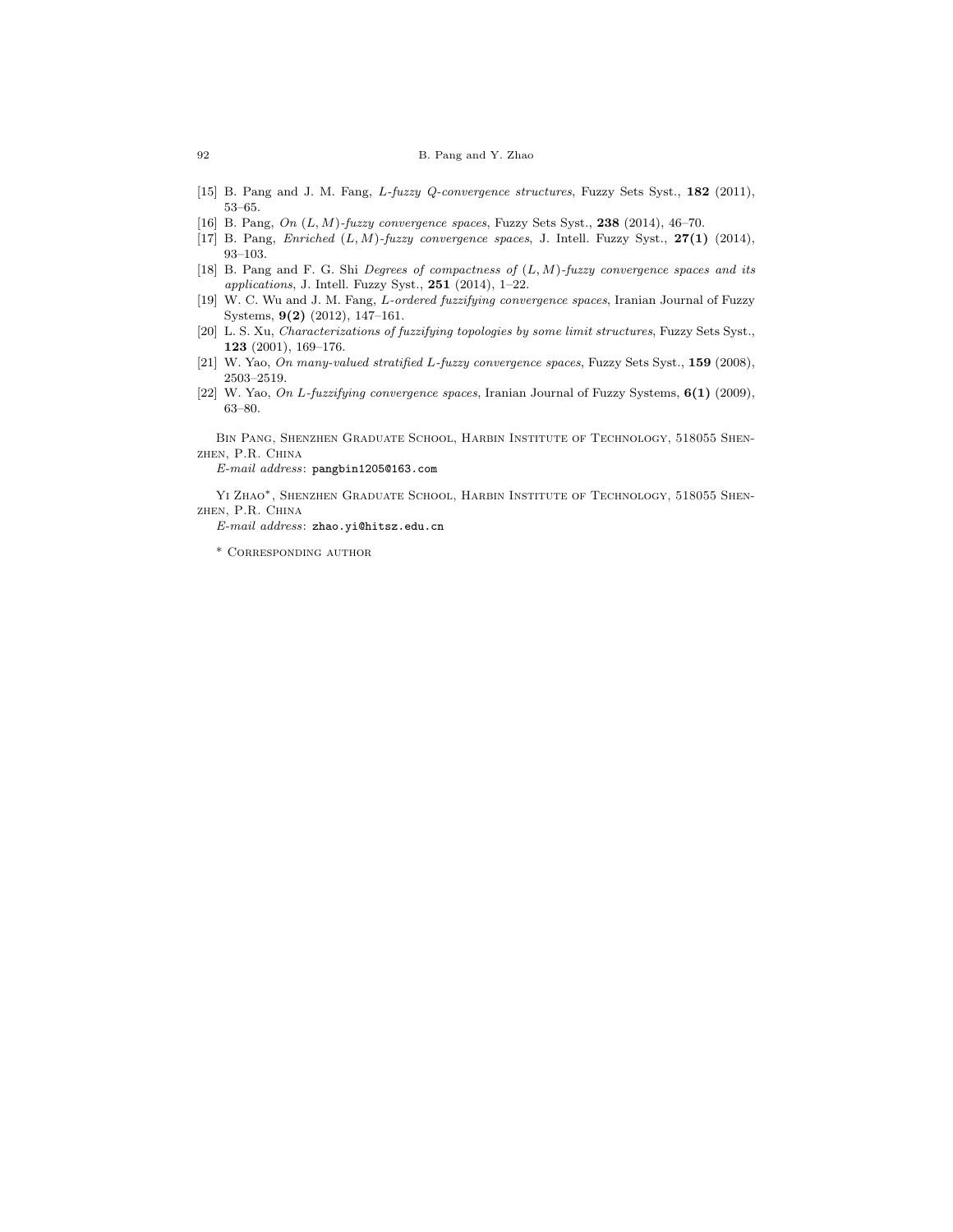[15] B. Pang and J. M. Fang, *L-fuzzy Q-convergence structures*, Fuzzy Sets Syst., **182** (2011), 53–65.

[16] B. Pang, *On $(L, M)$-fuzzy convergence spaces*, Fuzzy Sets Syst., **238** (2014), 46–70.

[17] B. Pang, *Enriched $(L, M)$-fuzzy convergence spaces*, J. Intell. Fuzzy Syst., **27(1)** (2014), 93–103.

[18] B. Pang and F. G. Shi *Degrees of compactness of $(L, M)$-fuzzy convergence spaces and its applications*, J. Intell. Fuzzy Syst., **251** (2014), 1–22.

[19] W. C. Wu and J. M. Fang, *L-ordered fuzzifying convergence spaces*, Iranian Journal of Fuzzy Systems, **9(2)** (2012), 147–161.

[20] L. S. Xu, *Characterizations of fuzzifying topologies by some limit structures*, Fuzzy Sets Syst., **123** (2001), 169–176.

[21] W. Yao, *On many-valued stratified L-fuzzy convergence spaces*, Fuzzy Sets Syst., **159** (2008), 2503–2519.

[22] W. Yao, *On L-fuzzifying convergence spaces*, Iranian Journal of Fuzzy Systems, **6(1)** (2009), 63–80.

Bin Pang, Shenzhen Graduate School, Harbin Institute of Technology, 518055 Shenzhen, P.R. China

*E-mail address*: pangbin1205@163.com

Yi Zhao*, Shenzhen Graduate School, Harbin Institute of Technology, 518055 Shenzhen, P.R. China

*E-mail address*: zhao.yi@hitsz.edu.cn

* Corresponding author